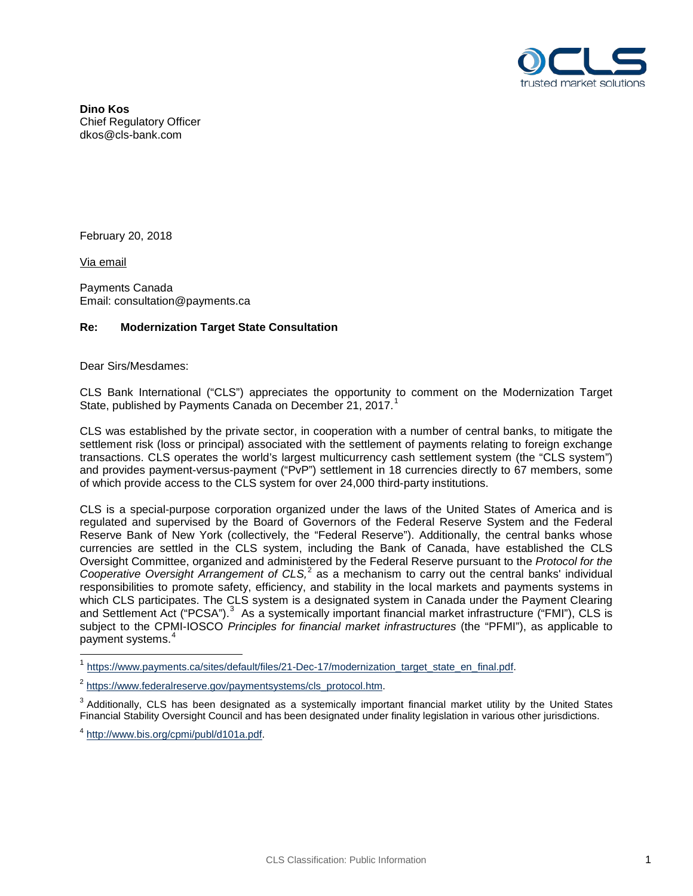**Dino Kos**
Chief Regulatory Officer
dkos@cls-bank.com

February 20, 2018

Via email

Payments Canada
Email: consultation@payments.ca

**Re: Modernization Target State Consultation**

Dear Sirs/Mesdames:

CLS Bank International ("CLS") appreciates the opportunity to comment on the Modernization Target State, published by Payments Canada on December 21, 2017.[1]

CLS was established by the private sector, in cooperation with a number of central banks, to mitigate the settlement risk (loss or principal) associated with the settlement of payments relating to foreign exchange transactions. CLS operates the world's largest multicurrency cash settlement system (the "CLS system") and provides payment-versus-payment ("PvP") settlement in 18 currencies directly to 67 members, some of which provide access to the CLS system for over 24,000 third-party institutions.

CLS is a special-purpose corporation organized under the laws of the United States of America and is regulated and supervised by the Board of Governors of the Federal Reserve System and the Federal Reserve Bank of New York (collectively, the "Federal Reserve"). Additionally, the central banks whose currencies are settled in the CLS system, including the Bank of Canada, have established the CLS Oversight Committee, organized and administered by the Federal Reserve pursuant to the *Protocol for the Cooperative Oversight Arrangement of CLS,*[2] as a mechanism to carry out the central banks' individual responsibilities to promote safety, efficiency, and stability in the local markets and payments systems in which CLS participates. The CLS system is a designated system in Canada under the Payment Clearing and Settlement Act ("PCSA").[3] As a systemically important financial market infrastructure ("FMI"), CLS is subject to the CPMI-IOSCO *Principles for financial market infrastructures* (the "PFMI"), as applicable to payment systems.[4]

---

[1] https://www.payments.ca/sites/default/files/21-Dec-17/modernization_target_state_en_final.pdf.

[2] https://www.federalreserve.gov/paymentsystems/cls_protocol.htm.

[3] Additionally, CLS has been designated as a systemically important financial market utility by the United States Financial Stability Oversight Council and has been designated under finality legislation in various other jurisdictions.

[4] http://www.bis.org/cpmi/publ/d101a.pdf.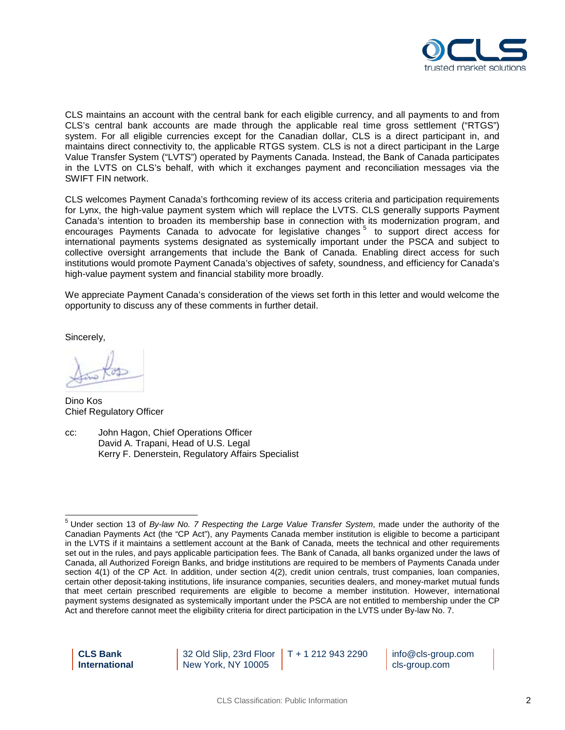CLS maintains an account with the central bank for each eligible currency, and all payments to and from CLS's central bank accounts are made through the applicable real time gross settlement ("RTGS") system. For all eligible currencies except for the Canadian dollar, CLS is a direct participant in, and maintains direct connectivity to, the applicable RTGS system. CLS is not a direct participant in the Large Value Transfer System ("LVTS") operated by Payments Canada. Instead, the Bank of Canada participates in the LVTS on CLS's behalf, with which it exchanges payment and reconciliation messages via the SWIFT FIN network.

CLS welcomes Payment Canada's forthcoming review of its access criteria and participation requirements for Lynx, the high-value payment system which will replace the LVTS. CLS generally supports Payment Canada's intention to broaden its membership base in connection with its modernization program, and encourages Payments Canada to advocate for legislative changes [5] to support direct access for international payments systems designated as systemically important under the PSCA and subject to collective oversight arrangements that include the Bank of Canada. Enabling direct access for such institutions would promote Payment Canada's objectives of safety, soundness, and efficiency for Canada's high-value payment system and financial stability more broadly.

We appreciate Payment Canada's consideration of the views set forth in this letter and would welcome the opportunity to discuss any of these comments in further detail.

Sincerely,

Dino Kos
Chief Regulatory Officer

cc: John Hagon, Chief Operations Officer
David A. Trapani, Head of U.S. Legal
Kerry F. Denerstein, Regulatory Affairs Specialist

---

[5] Under section 13 of *By-law No. 7 Respecting the Large Value Transfer System*, made under the authority of the Canadian Payments Act (the "CP Act"), any Payments Canada member institution is eligible to become a participant in the LVTS if it maintains a settlement account at the Bank of Canada, meets the technical and other requirements set out in the rules, and pays applicable participation fees. The Bank of Canada, all banks organized under the laws of Canada, all Authorized Foreign Banks, and bridge institutions are required to be members of Payments Canada under section 4(1) of the CP Act. In addition, under section 4(2), credit union centrals, trust companies, loan companies, certain other deposit-taking institutions, life insurance companies, securities dealers, and money-market mutual funds that meet certain prescribed requirements are eligible to become a member institution. However, international payment systems designated as systemically important under the PSCA are not entitled to membership under the CP Act and therefore cannot meet the eligibility criteria for direct participation in the LVTS under By-law No. 7.

**CLS Bank International** | 32 Old Slip, 23rd Floor New York, NY 10005 | T + 1 212 943 2290 | info@cls-group.com cls-group.com

CLS Classification: Public Information